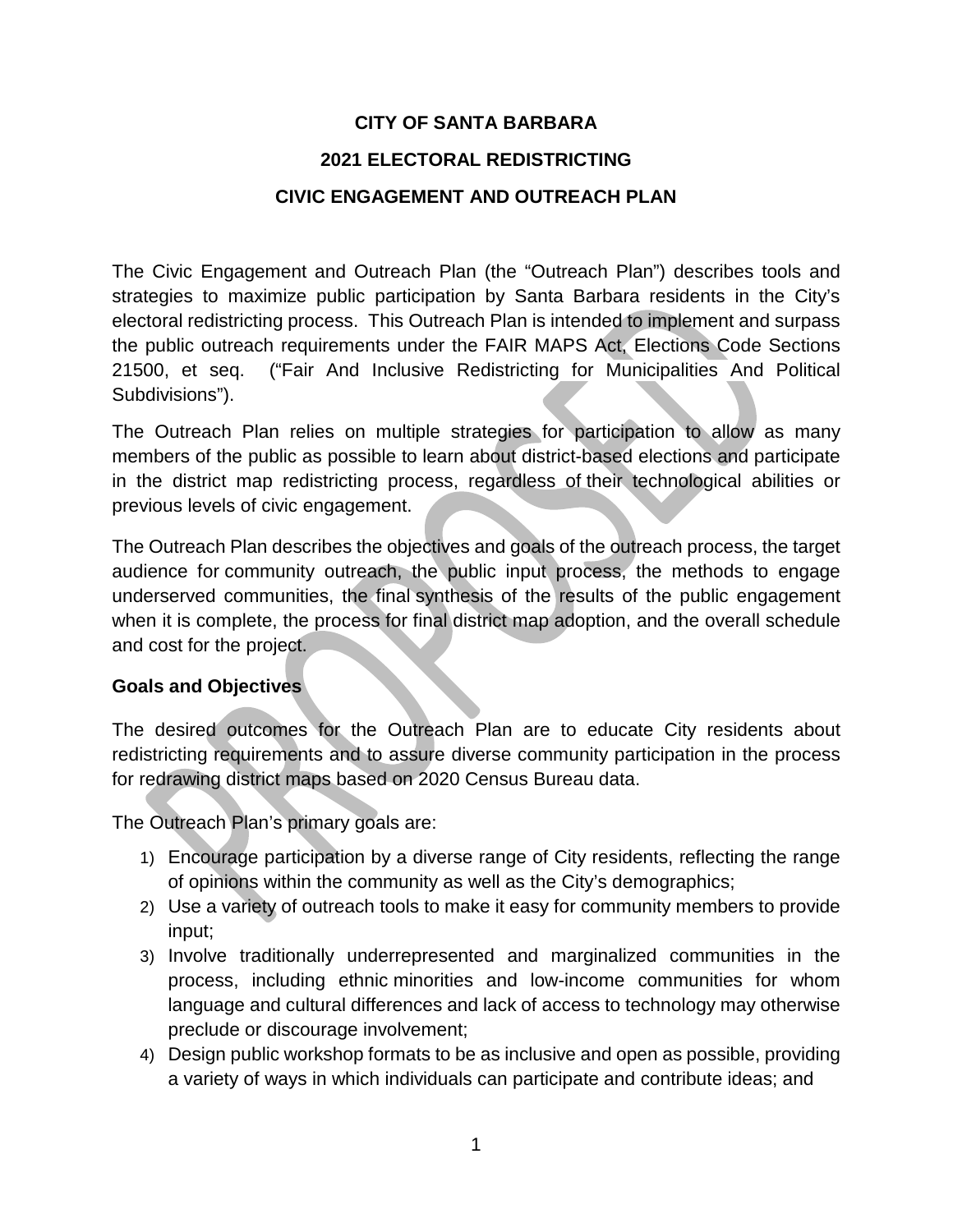# CITY OF SANTA BARBARA

# 2021 ELECTORAL REDISTRICTING

# CIVIC ENGAGEMENT AND OUTREACH PLAN

The Civic Engagement and Outreach Plan (the "Outreach Plan") describes tools and strategies to maximize public participation by Santa Barbara residents in the City's electoral redistricting process. This Outreach Plan is intended to implement and surpass the public outreach requirements under the FAIR MAPS Act, Elections Code Sections 21500, et seq. ("Fair And Inclusive Redistricting for Municipalities And Political Subdivisions").

The Outreach Plan relies on multiple strategies for participation to allow as many members of the public as possible to learn about district-based elections and participate in the district map redistricting process, regardless of their technological abilities or previous levels of civic engagement.

The Outreach Plan describes the objectives and goals of the outreach process, the target audience for community outreach, the public input process, the methods to engage underserved communities, the final synthesis of the results of the public engagement when it is complete, the process for final district map adoption, and the overall schedule and cost for the project.

**Goals and Objectives**

The desired outcomes for the Outreach Plan are to educate City residents about redistricting requirements and to assure diverse community participation in the process for redrawing district maps based on 2020 Census Bureau data.

The Outreach Plan's primary goals are:

1) Encourage participation by a diverse range of City residents, reflecting the range of opinions within the community as well as the City's demographics;
2) Use a variety of outreach tools to make it easy for community members to provide input;
3) Involve traditionally underrepresented and marginalized communities in the process, including ethnic minorities and low-income communities for whom language and cultural differences and lack of access to technology may otherwise preclude or discourage involvement;
4) Design public workshop formats to be as inclusive and open as possible, providing a variety of ways in which individuals can participate and contribute ideas; and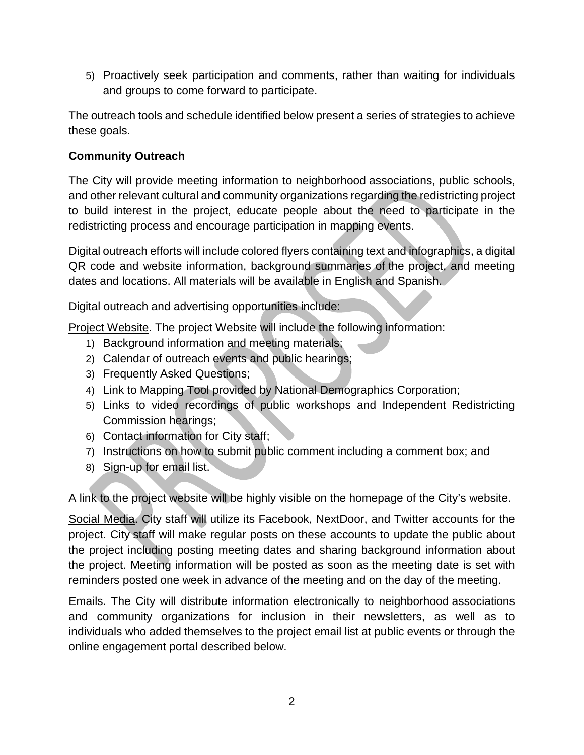5) Proactively seek participation and comments, rather than waiting for individuals and groups to come forward to participate.

The outreach tools and schedule identified below present a series of strategies to achieve these goals.

**Community Outreach**

The City will provide meeting information to neighborhood associations, public schools, and other relevant cultural and community organizations regarding the redistricting project to build interest in the project, educate people about the need to participate in the redistricting process and encourage participation in mapping events.

Digital outreach efforts will include colored flyers containing text and infographics, a digital QR code and website information, background summaries of the project, and meeting dates and locations. All materials will be available in English and Spanish.

Digital outreach and advertising opportunities include:

Project Website. The project Website will include the following information:

1) Background information and meeting materials;
2) Calendar of outreach events and public hearings;
3) Frequently Asked Questions;
4) Link to Mapping Tool provided by National Demographics Corporation;
5) Links to video recordings of public workshops and Independent Redistricting Commission hearings;
6) Contact information for City staff;
7) Instructions on how to submit public comment including a comment box; and
8) Sign-up for email list.

A link to the project website will be highly visible on the homepage of the City's website.

Social Media. City staff will utilize its Facebook, NextDoor, and Twitter accounts for the project. City staff will make regular posts on these accounts to update the public about the project including posting meeting dates and sharing background information about the project. Meeting information will be posted as soon as the meeting date is set with reminders posted one week in advance of the meeting and on the day of the meeting.

Emails. The City will distribute information electronically to neighborhood associations and community organizations for inclusion in their newsletters, as well as to individuals who added themselves to the project email list at public events or through the online engagement portal described below.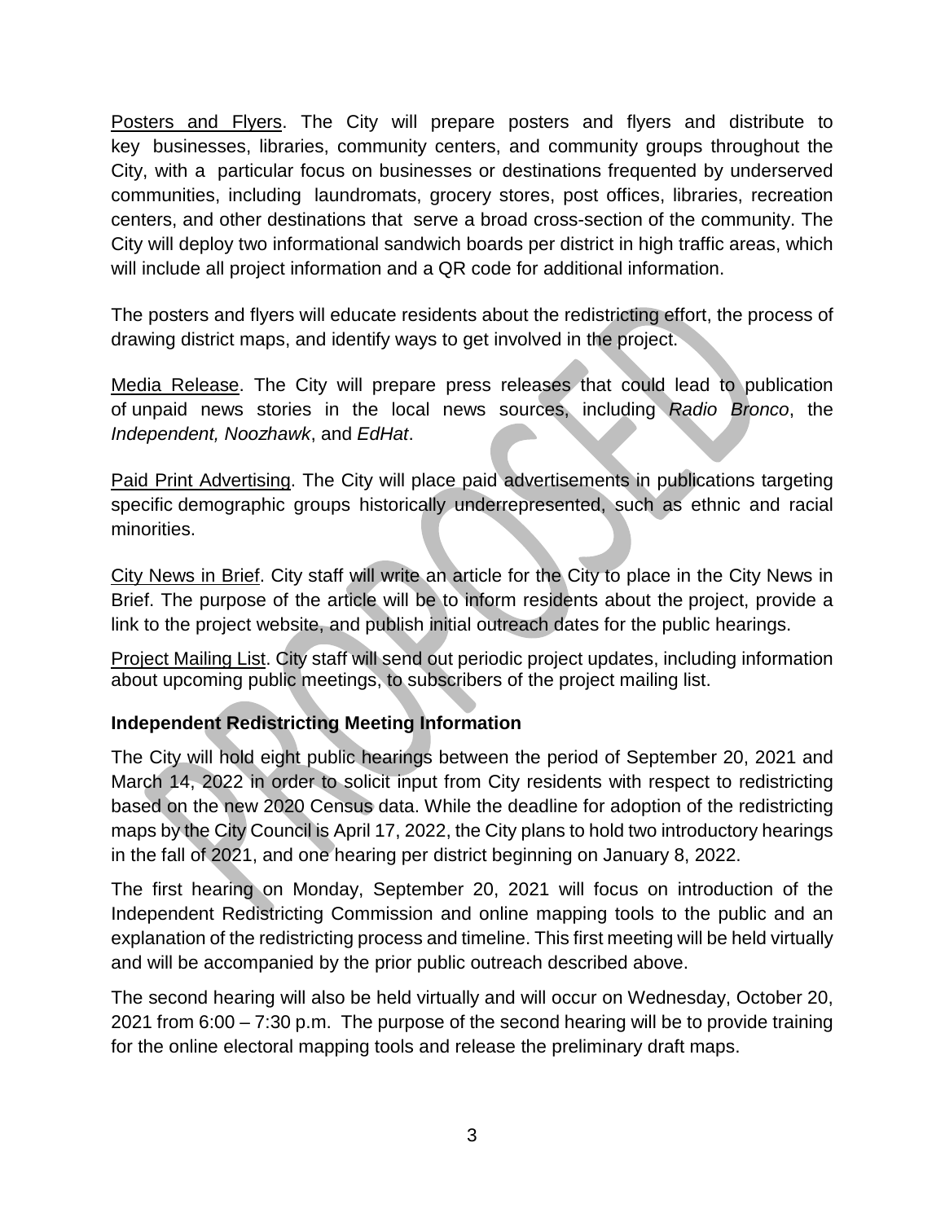Posters and Flyers. The City will prepare posters and flyers and distribute to key businesses, libraries, community centers, and community groups throughout the City, with a particular focus on businesses or destinations frequented by underserved communities, including laundromats, grocery stores, post offices, libraries, recreation centers, and other destinations that serve a broad cross-section of the community. The City will deploy two informational sandwich boards per district in high traffic areas, which will include all project information and a QR code for additional information.

The posters and flyers will educate residents about the redistricting effort, the process of drawing district maps, and identify ways to get involved in the project.

Media Release. The City will prepare press releases that could lead to publication of unpaid news stories in the local news sources, including *Radio Bronco*, the *Independent, Noozhawk*, and *EdHat*.

Paid Print Advertising. The City will place paid advertisements in publications targeting specific demographic groups historically underrepresented, such as ethnic and racial minorities.

City News in Brief. City staff will write an article for the City to place in the City News in Brief. The purpose of the article will be to inform residents about the project, provide a link to the project website, and publish initial outreach dates for the public hearings.

Project Mailing List. City staff will send out periodic project updates, including information about upcoming public meetings, to subscribers of the project mailing list.

**Independent Redistricting Meeting Information**

The City will hold eight public hearings between the period of September 20, 2021 and March 14, 2022 in order to solicit input from City residents with respect to redistricting based on the new 2020 Census data. While the deadline for adoption of the redistricting maps by the City Council is April 17, 2022, the City plans to hold two introductory hearings in the fall of 2021, and one hearing per district beginning on January 8, 2022.

The first hearing on Monday, September 20, 2021 will focus on introduction of the Independent Redistricting Commission and online mapping tools to the public and an explanation of the redistricting process and timeline. This first meeting will be held virtually and will be accompanied by the prior public outreach described above.

The second hearing will also be held virtually and will occur on Wednesday, October 20, 2021 from 6:00 – 7:30 p.m. The purpose of the second hearing will be to provide training for the online electoral mapping tools and release the preliminary draft maps.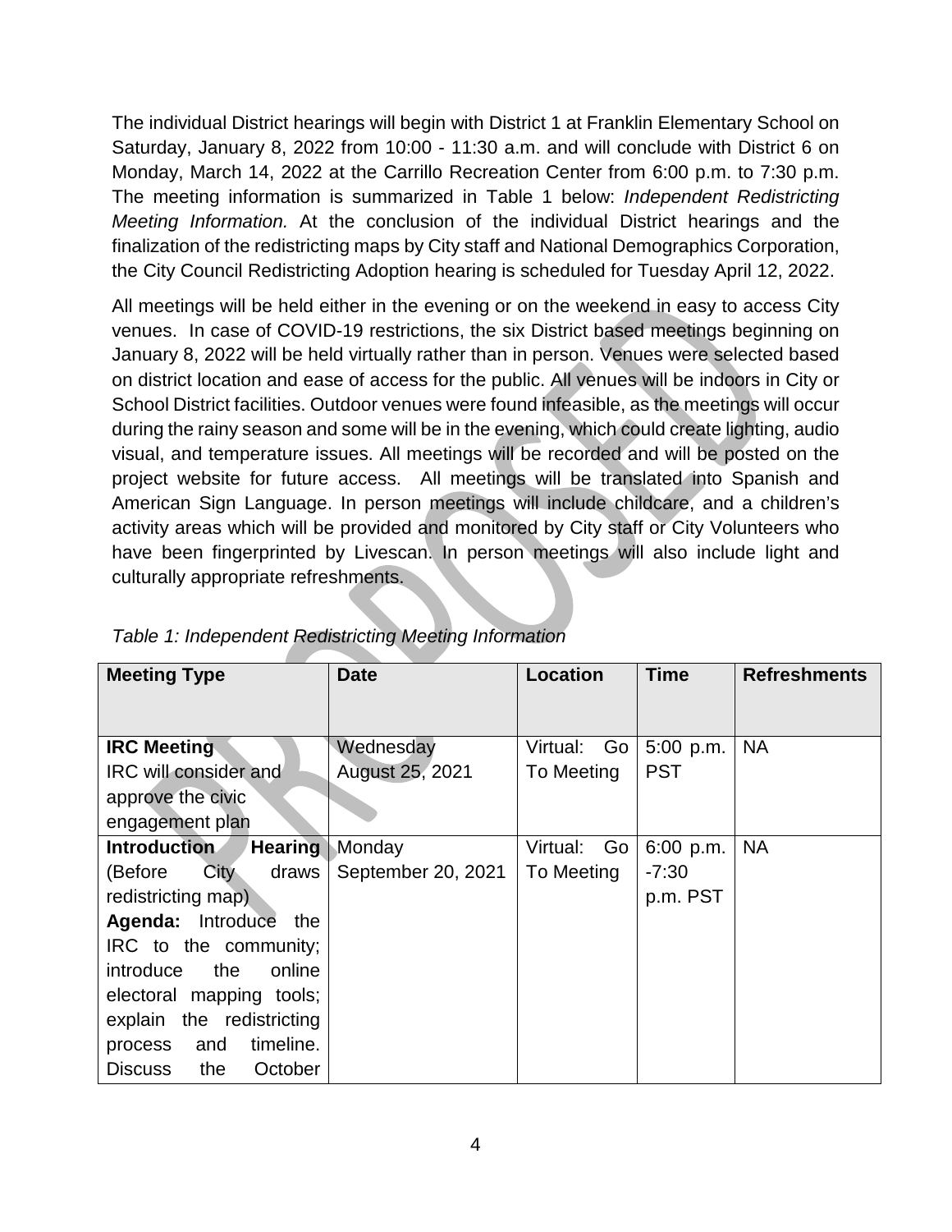The individual District hearings will begin with District 1 at Franklin Elementary School on Saturday, January 8, 2022 from 10:00 - 11:30 a.m. and will conclude with District 6 on Monday, March 14, 2022 at the Carrillo Recreation Center from 6:00 p.m. to 7:30 p.m. The meeting information is summarized in Table 1 below: *Independent Redistricting Meeting Information.* At the conclusion of the individual District hearings and the finalization of the redistricting maps by City staff and National Demographics Corporation, the City Council Redistricting Adoption hearing is scheduled for Tuesday April 12, 2022.

All meetings will be held either in the evening or on the weekend in easy to access City venues. In case of COVID-19 restrictions, the six District based meetings beginning on January 8, 2022 will be held virtually rather than in person. Venues were selected based on district location and ease of access for the public. All venues will be indoors in City or School District facilities. Outdoor venues were found infeasible, as the meetings will occur during the rainy season and some will be in the evening, which could create lighting, audio visual, and temperature issues. All meetings will be recorded and will be posted on the project website for future access. All meetings will be translated into Spanish and American Sign Language. In person meetings will include childcare, and a children's activity areas which will be provided and monitored by City staff or City Volunteers who have been fingerprinted by Livescan. In person meetings will also include light and culturally appropriate refreshments.

*Table 1: Independent Redistricting Meeting Information*

| Meeting Type | Date | Location | Time | Refreshments |
|---|---|---|---|---|
| **IRC Meeting** IRC will consider and approve the civic engagement plan | Wednesday August 25, 2021 | Virtual: Go To Meeting | 5:00 p.m. PST | NA |
| **Introduction Hearing** (Before City draws redistricting map) **Agenda:** Introduce the IRC to the community; introduce the online electoral mapping tools; explain the redistricting process and timeline. Discuss the October | Monday September 20, 2021 | Virtual: Go To Meeting | 6:00 p.m. -7:30 p.m. PST | NA |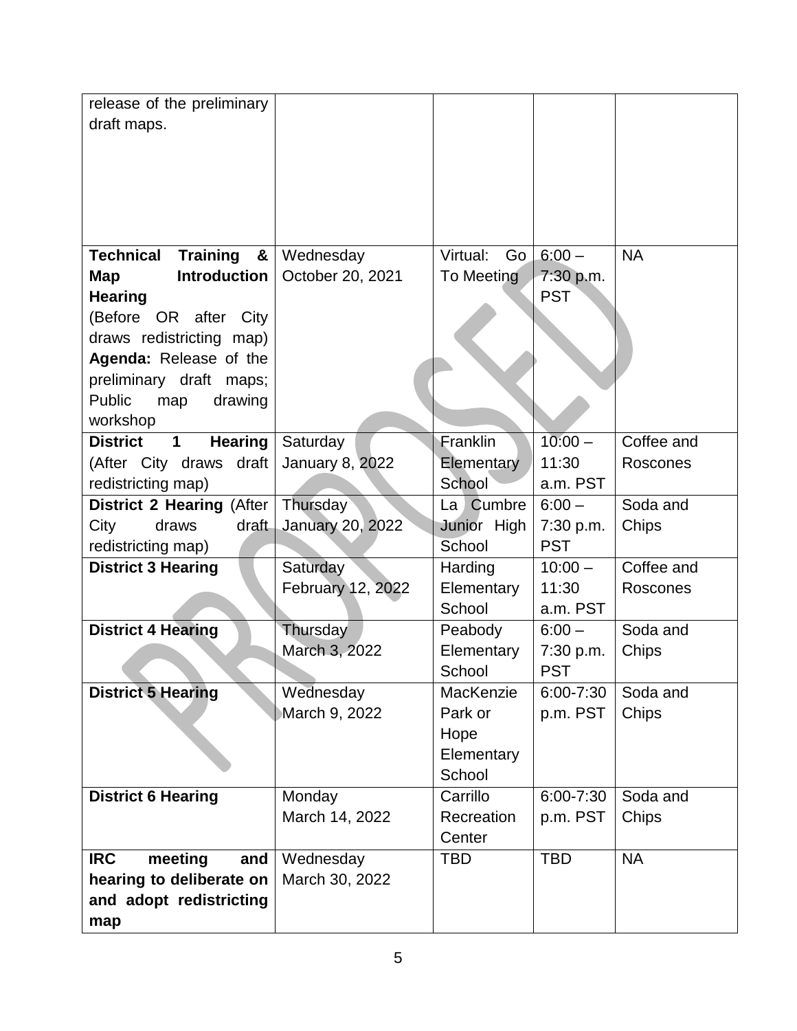| | | | | |
|---|---|---|---|---|
| release of the preliminary draft maps. | | | | |
| **Technical Training & Map Introduction Hearing** (Before OR after City draws redistricting map) **Agenda:** Release of the preliminary draft maps; Public map drawing workshop | Wednesday October 20, 2021 | Virtual: Go To Meeting | 6:00 – 7:30 p.m. PST | NA |
| **District 1 Hearing** (After City draws draft redistricting map) | Saturday January 8, 2022 | Franklin Elementary School | 10:00 – 11:30 a.m. PST | Coffee and Roscones |
| **District 2 Hearing** (After City draws draft redistricting map) | Thursday January 20, 2022 | La Cumbre Junior High School | 6:00 – 7:30 p.m. PST | Soda and Chips |
| **District 3 Hearing** | Saturday February 12, 2022 | Harding Elementary School | 10:00 – 11:30 a.m. PST | Coffee and Roscones |
| **District 4 Hearing** | Thursday March 3, 2022 | Peabody Elementary School | 6:00 – 7:30 p.m. PST | Soda and Chips |
| **District 5 Hearing** | Wednesday March 9, 2022 | MacKenzie Park or Hope Elementary School | 6:00-7:30 p.m. PST | Soda and Chips |
| **District 6 Hearing** | Monday March 14, 2022 | Carrillo Recreation Center | 6:00-7:30 p.m. PST | Soda and Chips |
| **IRC meeting and hearing to deliberate on and adopt redistricting map** | Wednesday March 30, 2022 | TBD | TBD | NA |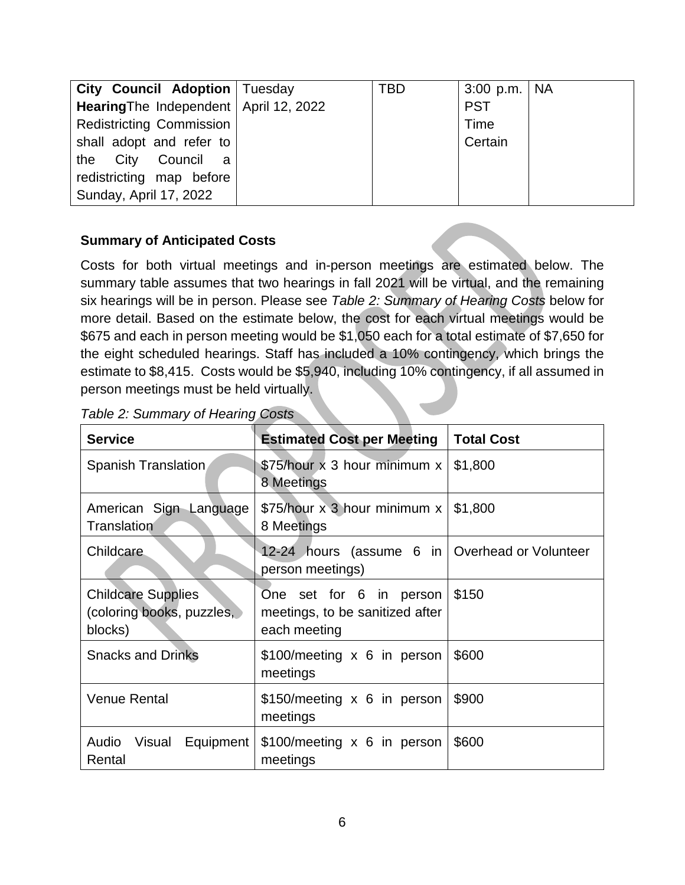| City Council Adoption HearingThe Independent Redistricting Commission shall adopt and refer to the City Council a redistricting map before Sunday, April 17, 2022 | Tuesday April 12, 2022 | TBD | 3:00 p.m. PST Time Certain | NA |
|---|---|---|---|---|

**Summary of Anticipated Costs**

Costs for both virtual meetings and in-person meetings are estimated below. The summary table assumes that two hearings in fall 2021 will be virtual, and the remaining six hearings will be in person. Please see *Table 2: Summary of Hearing Costs* below for more detail. Based on the estimate below, the cost for each virtual meetings would be $675 and each in person meeting would be $1,050 each for a total estimate of $7,650 for the eight scheduled hearings. Staff has included a 10% contingency, which brings the estimate to $8,415. Costs would be $5,940, including 10% contingency, if all assumed in person meetings must be held virtually.

*Table 2: Summary of Hearing Costs*

| Service | Estimated Cost per Meeting | Total Cost |
|---|---|---|
| Spanish Translation | $75/hour x 3 hour minimum x 8 Meetings | $1,800 |
| American Sign Language Translation | $75/hour x 3 hour minimum x 8 Meetings | $1,800 |
| Childcare | 12-24 hours (assume 6 in person meetings) | Overhead or Volunteer |
| Childcare Supplies (coloring books, puzzles, blocks) | One set for 6 in person meetings, to be sanitized after each meeting | $150 |
| Snacks and Drinks | $100/meeting x 6 in person meetings | $600 |
| Venue Rental | $150/meeting x 6 in person meetings | $900 |
| Audio Visual Equipment Rental | $100/meeting x 6 in person meetings | $600 |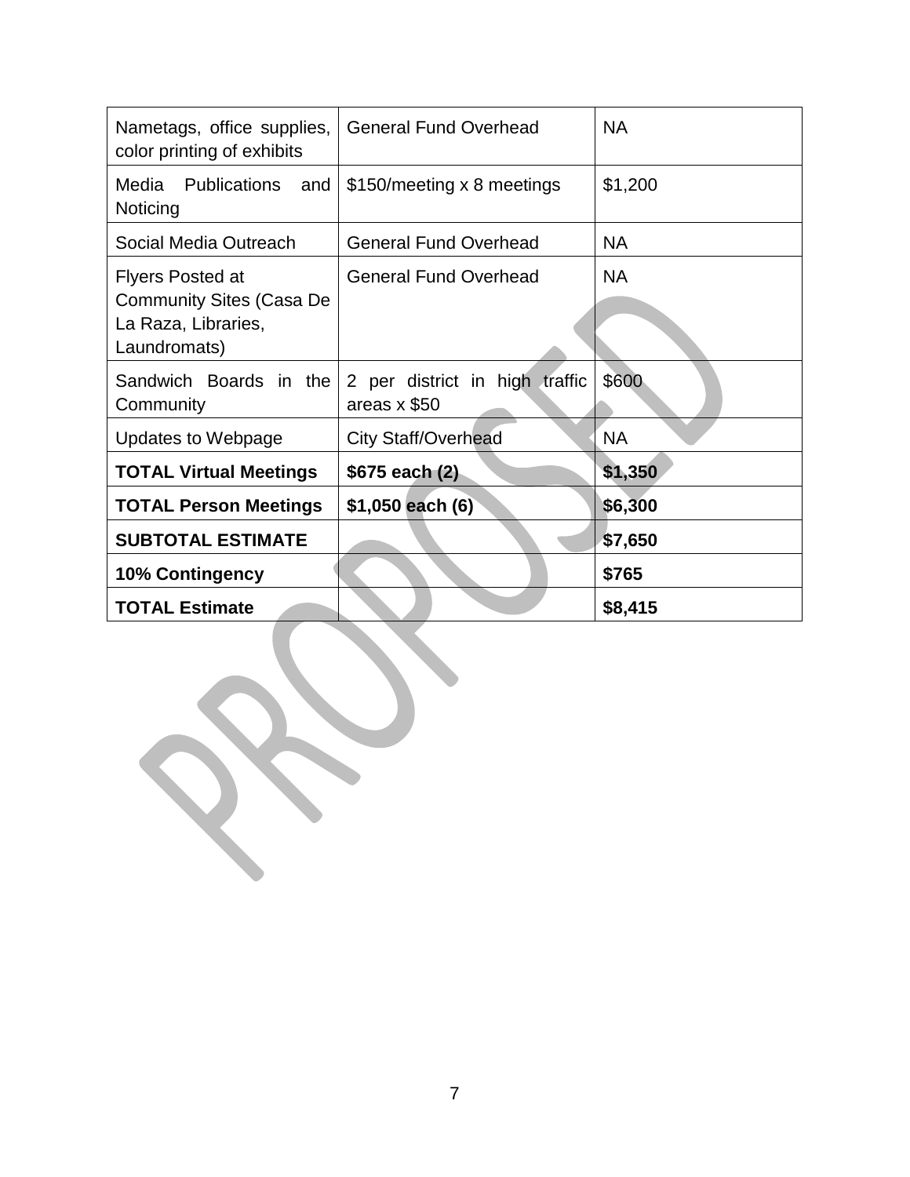| | | |
|---|---|---|
| Nametags, office supplies, color printing of exhibits | General Fund Overhead | NA |
| Media Publications and Noticing | $150/meeting x 8 meetings | $1,200 |
| Social Media Outreach | General Fund Overhead | NA |
| Flyers Posted at Community Sites (Casa De La Raza, Libraries, Laundromats) | General Fund Overhead | NA |
| Sandwich Boards in the Community | 2 per district in high traffic areas x $50 | $600 |
| Updates to Webpage | City Staff/Overhead | NA |
| **TOTAL Virtual Meetings** | **$675 each (2)** | **$1,350** |
| **TOTAL Person Meetings** | **$1,050 each (6)** | **$6,300** |
| **SUBTOTAL ESTIMATE** | | **$7,650** |
| **10% Contingency** | | **$765** |
| **TOTAL Estimate** | | **$8,415** |

PROPOSED